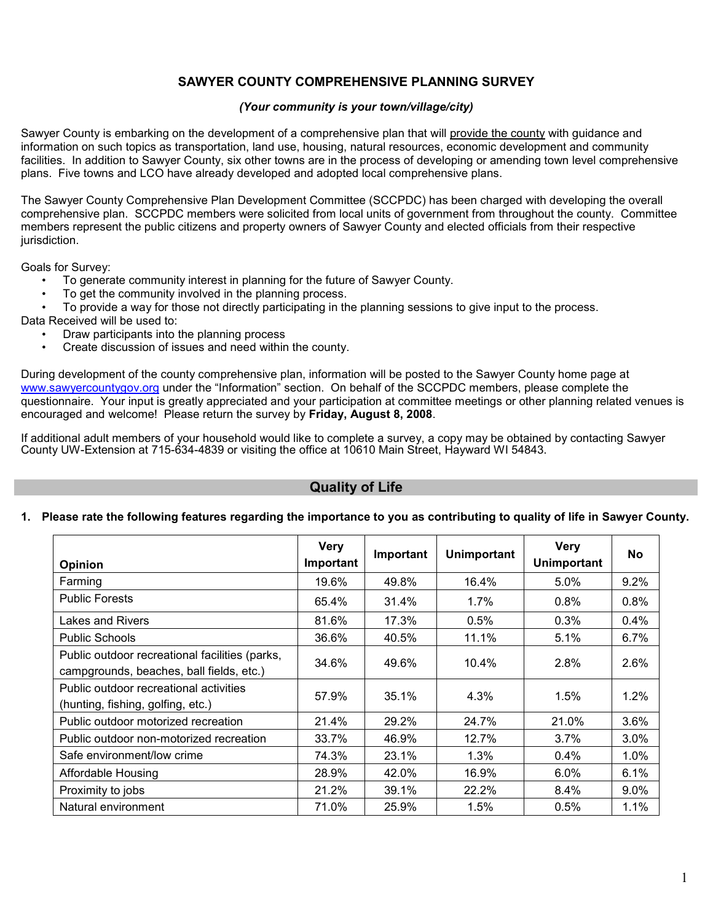# SAWYER COUNTY COMPREHENSIVE PLANNING SURVEY

*(Your community is your town/village/city)*

Sawyer County is embarking on the development of a comprehensive plan that will provide the county with guidance and information on such topics as transportation, land use, housing, natural resources, economic development and community facilities. In addition to Sawyer County, six other towns are in the process of developing or amending town level comprehensive plans. Five towns and LCO have already developed and adopted local comprehensive plans.

The Sawyer County Comprehensive Plan Development Committee (SCCPDC) has been charged with developing the overall comprehensive plan. SCCPDC members were solicited from local units of government from throughout the county. Committee members represent the public citizens and property owners of Sawyer County and elected officials from their respective jurisdiction.

Goals for Survey:

- To generate community interest in planning for the future of Sawyer County.
- To get the community involved in the planning process.
- To provide a way for those not directly participating in the planning sessions to give input to the process.

Data Received will be used to:

- Draw participants into the planning process
- Create discussion of issues and need within the county.

During development of the county comprehensive plan, information will be posted to the Sawyer County home page at www.sawyercountygov.org under the "Information" section. On behalf of the SCCPDC members, please complete the questionnaire. Your input is greatly appreciated and your participation at committee meetings or other planning related venues is encouraged and welcome! Please return the survey by **Friday, August 8, 2008**.

If additional adult members of your household would like to complete a survey, a copy may be obtained by contacting Sawyer County UW-Extension at 715-634-4839 or visiting the office at 10610 Main Street, Hayward WI 54843.

## Quality of Life

**1. Please rate the following features regarding the importance to you as contributing to quality of life in Sawyer County.**

| Opinion | Very Important | Important | Unimportant | Very Unimportant | No |
|---|---|---|---|---|---|
| Farming | 19.6% | 49.8% | 16.4% | 5.0% | 9.2% |
| Public Forests | 65.4% | 31.4% | 1.7% | 0.8% | 0.8% |
| Lakes and Rivers | 81.6% | 17.3% | 0.5% | 0.3% | 0.4% |
| Public Schools | 36.6% | 40.5% | 11.1% | 5.1% | 6.7% |
| Public outdoor recreational facilities (parks, campgrounds, beaches, ball fields, etc.) | 34.6% | 49.6% | 10.4% | 2.8% | 2.6% |
| Public outdoor recreational activities (hunting, fishing, golfing, etc.) | 57.9% | 35.1% | 4.3% | 1.5% | 1.2% |
| Public outdoor motorized recreation | 21.4% | 29.2% | 24.7% | 21.0% | 3.6% |
| Public outdoor non-motorized recreation | 33.7% | 46.9% | 12.7% | 3.7% | 3.0% |
| Safe environment/low crime | 74.3% | 23.1% | 1.3% | 0.4% | 1.0% |
| Affordable Housing | 28.9% | 42.0% | 16.9% | 6.0% | 6.1% |
| Proximity to jobs | 21.2% | 39.1% | 22.2% | 8.4% | 9.0% |
| Natural environment | 71.0% | 25.9% | 1.5% | 0.5% | 1.1% |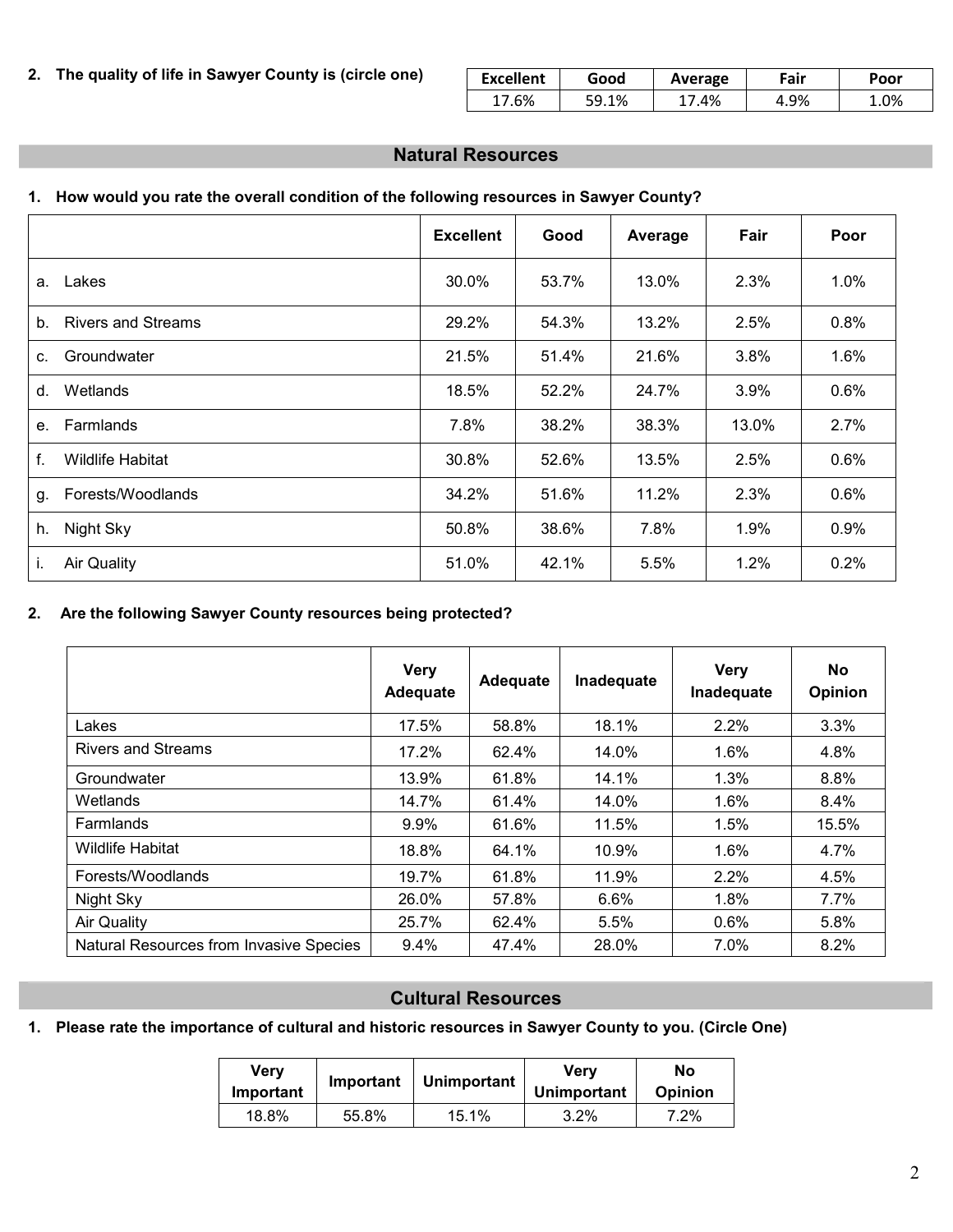2. **The quality of life in Sawyer County is (circle one)**

| Excellent | Good | Average | Fair | Poor |
|---|---|---|---|---|
| 17.6% | 59.1% | 17.4% | 4.9% | 1.0% |

## Natural Resources

1. **How would you rate the overall condition of the following resources in Sawyer County?**

| | Excellent | Good | Average | Fair | Poor |
|---|---|---|---|---|---|
| a. Lakes | 30.0% | 53.7% | 13.0% | 2.3% | 1.0% |
| b. Rivers and Streams | 29.2% | 54.3% | 13.2% | 2.5% | 0.8% |
| c. Groundwater | 21.5% | 51.4% | 21.6% | 3.8% | 1.6% |
| d. Wetlands | 18.5% | 52.2% | 24.7% | 3.9% | 0.6% |
| e. Farmlands | 7.8% | 38.2% | 38.3% | 13.0% | 2.7% |
| f. Wildlife Habitat | 30.8% | 52.6% | 13.5% | 2.5% | 0.6% |
| g. Forests/Woodlands | 34.2% | 51.6% | 11.2% | 2.3% | 0.6% |
| h. Night Sky | 50.8% | 38.6% | 7.8% | 1.9% | 0.9% |
| i. Air Quality | 51.0% | 42.1% | 5.5% | 1.2% | 0.2% |

2. **Are the following Sawyer County resources being protected?**

| | Very Adequate | Adequate | Inadequate | Very Inadequate | No Opinion |
|---|---|---|---|---|---|
| Lakes | 17.5% | 58.8% | 18.1% | 2.2% | 3.3% |
| Rivers and Streams | 17.2% | 62.4% | 14.0% | 1.6% | 4.8% |
| Groundwater | 13.9% | 61.8% | 14.1% | 1.3% | 8.8% |
| Wetlands | 14.7% | 61.4% | 14.0% | 1.6% | 8.4% |
| Farmlands | 9.9% | 61.6% | 11.5% | 1.5% | 15.5% |
| Wildlife Habitat | 18.8% | 64.1% | 10.9% | 1.6% | 4.7% |
| Forests/Woodlands | 19.7% | 61.8% | 11.9% | 2.2% | 4.5% |
| Night Sky | 26.0% | 57.8% | 6.6% | 1.8% | 7.7% |
| Air Quality | 25.7% | 62.4% | 5.5% | 0.6% | 5.8% |
| Natural Resources from Invasive Species | 9.4% | 47.4% | 28.0% | 7.0% | 8.2% |

## Cultural Resources

1. **Please rate the importance of cultural and historic resources in Sawyer County to you. (Circle One)**

| Very Important | Important | Unimportant | Very Unimportant | No Opinion |
|---|---|---|---|---|
| 18.8% | 55.8% | 15.1% | 3.2% | 7.2% |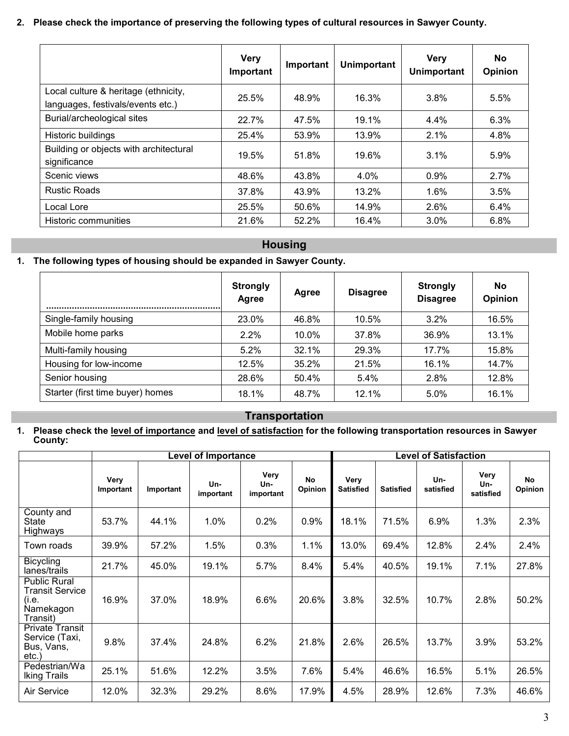2. **Please check the importance of preserving the following types of cultural resources in Sawyer County.**

| | Very Important | Important | Unimportant | Very Unimportant | No Opinion |
|---|---|---|---|---|---|
| Local culture & heritage (ethnicity, languages, festivals/events etc.) | 25.5% | 48.9% | 16.3% | 3.8% | 5.5% |
| Burial/archeological sites | 22.7% | 47.5% | 19.1% | 4.4% | 6.3% |
| Historic buildings | 25.4% | 53.9% | 13.9% | 2.1% | 4.8% |
| Building or objects with architectural significance | 19.5% | 51.8% | 19.6% | 3.1% | 5.9% |
| Scenic views | 48.6% | 43.8% | 4.0% | 0.9% | 2.7% |
| Rustic Roads | 37.8% | 43.9% | 13.2% | 1.6% | 3.5% |
| Local Lore | 25.5% | 50.6% | 14.9% | 2.6% | 6.4% |
| Historic communities | 21.6% | 52.2% | 16.4% | 3.0% | 6.8% |

## Housing

1. **The following types of housing should be expanded in Sawyer County.**

| | Strongly Agree | Agree | Disagree | Strongly Disagree | No Opinion |
|---|---|---|---|---|---|
| Single-family housing | 23.0% | 46.8% | 10.5% | 3.2% | 16.5% |
| Mobile home parks | 2.2% | 10.0% | 37.8% | 36.9% | 13.1% |
| Multi-family housing | 5.2% | 32.1% | 29.3% | 17.7% | 15.8% |
| Housing for low-income | 12.5% | 35.2% | 21.5% | 16.1% | 14.7% |
| Senior housing | 28.6% | 50.4% | 5.4% | 2.8% | 12.8% |
| Starter (first time buyer) homes | 18.1% | 48.7% | 12.1% | 5.0% | 16.1% |

## Transportation

1. **Please check the level of importance and level of satisfaction for the following transportation resources in Sawyer County:**

| | Level of Importance | | | | | Level of Satisfaction | | | | |
|---|---|---|---|---|---|---|---|---|---|---|
| | Very Important | Important | Un-important | Very Un-important | No Opinion | Very Satisfied | Satisfied | Un-satisfied | Very Un-satisfied | No Opinion |
| County and State Highways | 53.7% | 44.1% | 1.0% | 0.2% | 0.9% | 18.1% | 71.5% | 6.9% | 1.3% | 2.3% |
| Town roads | 39.9% | 57.2% | 1.5% | 0.3% | 1.1% | 13.0% | 69.4% | 12.8% | 2.4% | 2.4% |
| Bicycling lanes/trails | 21.7% | 45.0% | 19.1% | 5.7% | 8.4% | 5.4% | 40.5% | 19.1% | 7.1% | 27.8% |
| Public Rural Transit Service (i.e. Namekagon Transit) | 16.9% | 37.0% | 18.9% | 6.6% | 20.6% | 3.8% | 32.5% | 10.7% | 2.8% | 50.2% |
| Private Transit Service (Taxi, Bus, Vans, etc.) | 9.8% | 37.4% | 24.8% | 6.2% | 21.8% | 2.6% | 26.5% | 13.7% | 3.9% | 53.2% |
| Pedestrian/Walking Trails | 25.1% | 51.6% | 12.2% | 3.5% | 7.6% | 5.4% | 46.6% | 16.5% | 5.1% | 26.5% |
| Air Service | 12.0% | 32.3% | 29.2% | 8.6% | 17.9% | 4.5% | 28.9% | 12.6% | 7.3% | 46.6% |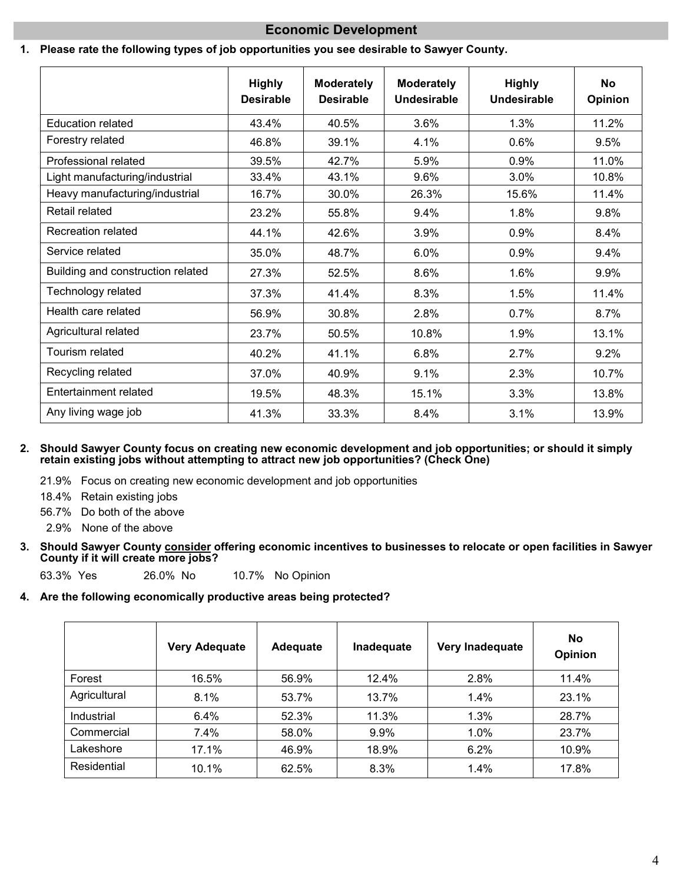## Economic Development

**1. Please rate the following types of job opportunities you see desirable to Sawyer County.**

| | Highly Desirable | Moderately Desirable | Moderately Undesirable | Highly Undesirable | No Opinion |
|---|---|---|---|---|---|
| Education related | 43.4% | 40.5% | 3.6% | 1.3% | 11.2% |
| Forestry related | 46.8% | 39.1% | 4.1% | 0.6% | 9.5% |
| Professional related | 39.5% | 42.7% | 5.9% | 0.9% | 11.0% |
| Light manufacturing/industrial | 33.4% | 43.1% | 9.6% | 3.0% | 10.8% |
| Heavy manufacturing/industrial | 16.7% | 30.0% | 26.3% | 15.6% | 11.4% |
| Retail related | 23.2% | 55.8% | 9.4% | 1.8% | 9.8% |
| Recreation related | 44.1% | 42.6% | 3.9% | 0.9% | 8.4% |
| Service related | 35.0% | 48.7% | 6.0% | 0.9% | 9.4% |
| Building and construction related | 27.3% | 52.5% | 8.6% | 1.6% | 9.9% |
| Technology related | 37.3% | 41.4% | 8.3% | 1.5% | 11.4% |
| Health care related | 56.9% | 30.8% | 2.8% | 0.7% | 8.7% |
| Agricultural related | 23.7% | 50.5% | 10.8% | 1.9% | 13.1% |
| Tourism related | 40.2% | 41.1% | 6.8% | 2.7% | 9.2% |
| Recycling related | 37.0% | 40.9% | 9.1% | 2.3% | 10.7% |
| Entertainment related | 19.5% | 48.3% | 15.1% | 3.3% | 13.8% |
| Any living wage job | 41.3% | 33.3% | 8.4% | 3.1% | 13.9% |

**2. Should Sawyer County focus on creating new economic development and job opportunities; or should it simply retain existing jobs without attempting to attract new job opportunities? (Check One)**

21.9% Focus on creating new economic development and job opportunities
18.4% Retain existing jobs
56.7% Do both of the above
2.9% None of the above

**3. Should Sawyer County consider offering economic incentives to businesses to relocate or open facilities in Sawyer County if it will create more jobs?**

63.3% Yes 26.0% No 10.7% No Opinion

**4. Are the following economically productive areas being protected?**

| | Very Adequate | Adequate | Inadequate | Very Inadequate | No Opinion |
|---|---|---|---|---|---|
| Forest | 16.5% | 56.9% | 12.4% | 2.8% | 11.4% |
| Agricultural | 8.1% | 53.7% | 13.7% | 1.4% | 23.1% |
| Industrial | 6.4% | 52.3% | 11.3% | 1.3% | 28.7% |
| Commercial | 7.4% | 58.0% | 9.9% | 1.0% | 23.7% |
| Lakeshore | 17.1% | 46.9% | 18.9% | 6.2% | 10.9% |
| Residential | 10.1% | 62.5% | 8.3% | 1.4% | 17.8% |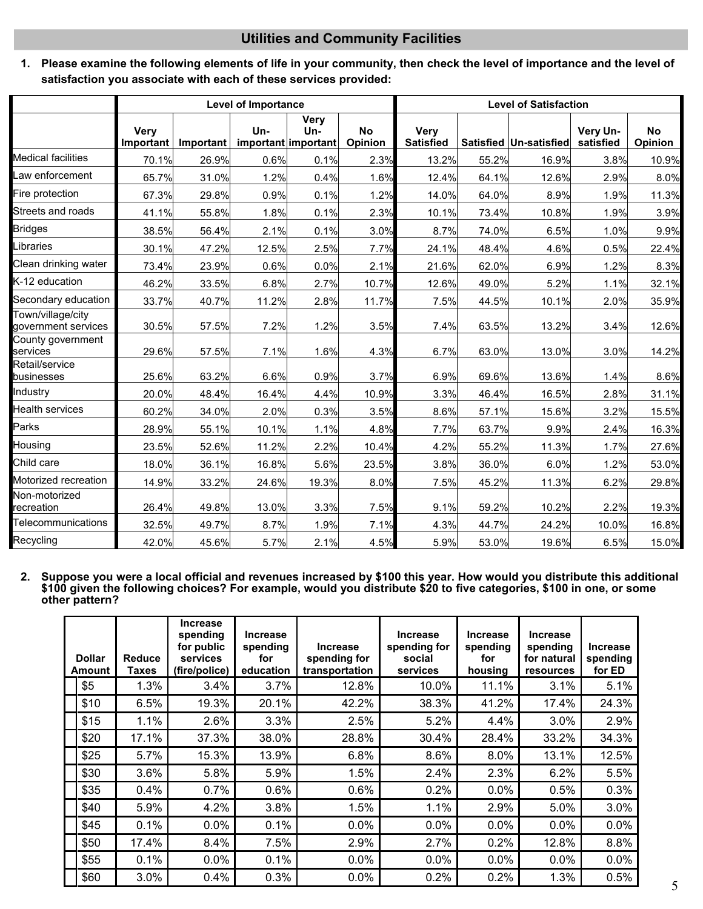## Utilities and Community Facilities

**1. Please examine the following elements of life in your community, then check the level of importance and the level of satisfaction you associate with each of these services provided:**

| | Level of Importance | | | | | Level of Satisfaction | | | | |
|---|---|---|---|---|---|---|---|---|---|---|
| | Very Important | Important | Un-important | Very Un-important | No Opinion | Very Satisfied | Satisfied | Un-satisfied | Very Un-satisfied | No Opinion |
| Medical facilities | 70.1% | 26.9% | 0.6% | 0.1% | 2.3% | 13.2% | 55.2% | 16.9% | 3.8% | 10.9% |
| Law enforcement | 65.7% | 31.0% | 1.2% | 0.4% | 1.6% | 12.4% | 64.1% | 12.6% | 2.9% | 8.0% |
| Fire protection | 67.3% | 29.8% | 0.9% | 0.1% | 1.2% | 14.0% | 64.0% | 8.9% | 1.9% | 11.3% |
| Streets and roads | 41.1% | 55.8% | 1.8% | 0.1% | 2.3% | 10.1% | 73.4% | 10.8% | 1.9% | 3.9% |
| Bridges | 38.5% | 56.4% | 2.1% | 0.1% | 3.0% | 8.7% | 74.0% | 6.5% | 1.0% | 9.9% |
| Libraries | 30.1% | 47.2% | 12.5% | 2.5% | 7.7% | 24.1% | 48.4% | 4.6% | 0.5% | 22.4% |
| Clean drinking water | 73.4% | 23.9% | 0.6% | 0.0% | 2.1% | 21.6% | 62.0% | 6.9% | 1.2% | 8.3% |
| K-12 education | 46.2% | 33.5% | 6.8% | 2.7% | 10.7% | 12.6% | 49.0% | 5.2% | 1.1% | 32.1% |
| Secondary education | 33.7% | 40.7% | 11.2% | 2.8% | 11.7% | 7.5% | 44.5% | 10.1% | 2.0% | 35.9% |
| Town/village/city government services | 30.5% | 57.5% | 7.2% | 1.2% | 3.5% | 7.4% | 63.5% | 13.2% | 3.4% | 12.6% |
| County government services | 29.6% | 57.5% | 7.1% | 1.6% | 4.3% | 6.7% | 63.0% | 13.0% | 3.0% | 14.2% |
| Retail/service businesses | 25.6% | 63.2% | 6.6% | 0.9% | 3.7% | 6.9% | 69.6% | 13.6% | 1.4% | 8.6% |
| Industry | 20.0% | 48.4% | 16.4% | 4.4% | 10.9% | 3.3% | 46.4% | 16.5% | 2.8% | 31.1% |
| Health services | 60.2% | 34.0% | 2.0% | 0.3% | 3.5% | 8.6% | 57.1% | 15.6% | 3.2% | 15.5% |
| Parks | 28.9% | 55.1% | 10.1% | 1.1% | 4.8% | 7.7% | 63.7% | 9.9% | 2.4% | 16.3% |
| Housing | 23.5% | 52.6% | 11.2% | 2.2% | 10.4% | 4.2% | 55.2% | 11.3% | 1.7% | 27.6% |
| Child care | 18.0% | 36.1% | 16.8% | 5.6% | 23.5% | 3.8% | 36.0% | 6.0% | 1.2% | 53.0% |
| Motorized recreation | 14.9% | 33.2% | 24.6% | 19.3% | 8.0% | 7.5% | 45.2% | 11.3% | 6.2% | 29.8% |
| Non-motorized recreation | 26.4% | 49.8% | 13.0% | 3.3% | 7.5% | 9.1% | 59.2% | 10.2% | 2.2% | 19.3% |
| Telecommunications | 32.5% | 49.7% | 8.7% | 1.9% | 7.1% | 4.3% | 44.7% | 24.2% | 10.0% | 16.8% |
| Recycling | 42.0% | 45.6% | 5.7% | 2.1% | 4.5% | 5.9% | 53.0% | 19.6% | 6.5% | 15.0% |

**2. Suppose you were a local official and revenues increased by $100 this year. How would you distribute this additional $100 given the following choices? For example, would you distribute $20 to five categories, $100 in one, or some other pattern?**

| Dollar Amount | Reduce Taxes | Increase spending for public services (fire/police) | Increase spending for education | Increase spending for transportation | Increase spending for social services | Increase spending for housing | Increase spending for natural resources | Increase spending for ED |
|---|---|---|---|---|---|---|---|---|
| $5 | 1.3% | 3.4% | 3.7% | 12.8% | 10.0% | 11.1% | 3.1% | 5.1% |
| $10 | 6.5% | 19.3% | 20.1% | 42.2% | 38.3% | 41.2% | 17.4% | 24.3% |
| $15 | 1.1% | 2.6% | 3.3% | 2.5% | 5.2% | 4.4% | 3.0% | 2.9% |
| $20 | 17.1% | 37.3% | 38.0% | 28.8% | 30.4% | 28.4% | 33.2% | 34.3% |
| $25 | 5.7% | 15.3% | 13.9% | 6.8% | 8.6% | 8.0% | 13.1% | 12.5% |
| $30 | 3.6% | 5.8% | 5.9% | 1.5% | 2.4% | 2.3% | 6.2% | 5.5% |
| $35 | 0.4% | 0.7% | 0.6% | 0.6% | 0.2% | 0.0% | 0.5% | 0.3% |
| $40 | 5.9% | 4.2% | 3.8% | 1.5% | 1.1% | 2.9% | 5.0% | 3.0% |
| $45 | 0.1% | 0.0% | 0.1% | 0.0% | 0.0% | 0.0% | 0.0% | 0.0% |
| $50 | 17.4% | 8.4% | 7.5% | 2.9% | 2.7% | 0.2% | 12.8% | 8.8% |
| $55 | 0.1% | 0.0% | 0.1% | 0.0% | 0.0% | 0.0% | 0.0% | 0.0% |
| $60 | 3.0% | 0.4% | 0.3% | 0.0% | 0.2% | 0.2% | 1.3% | 0.5% |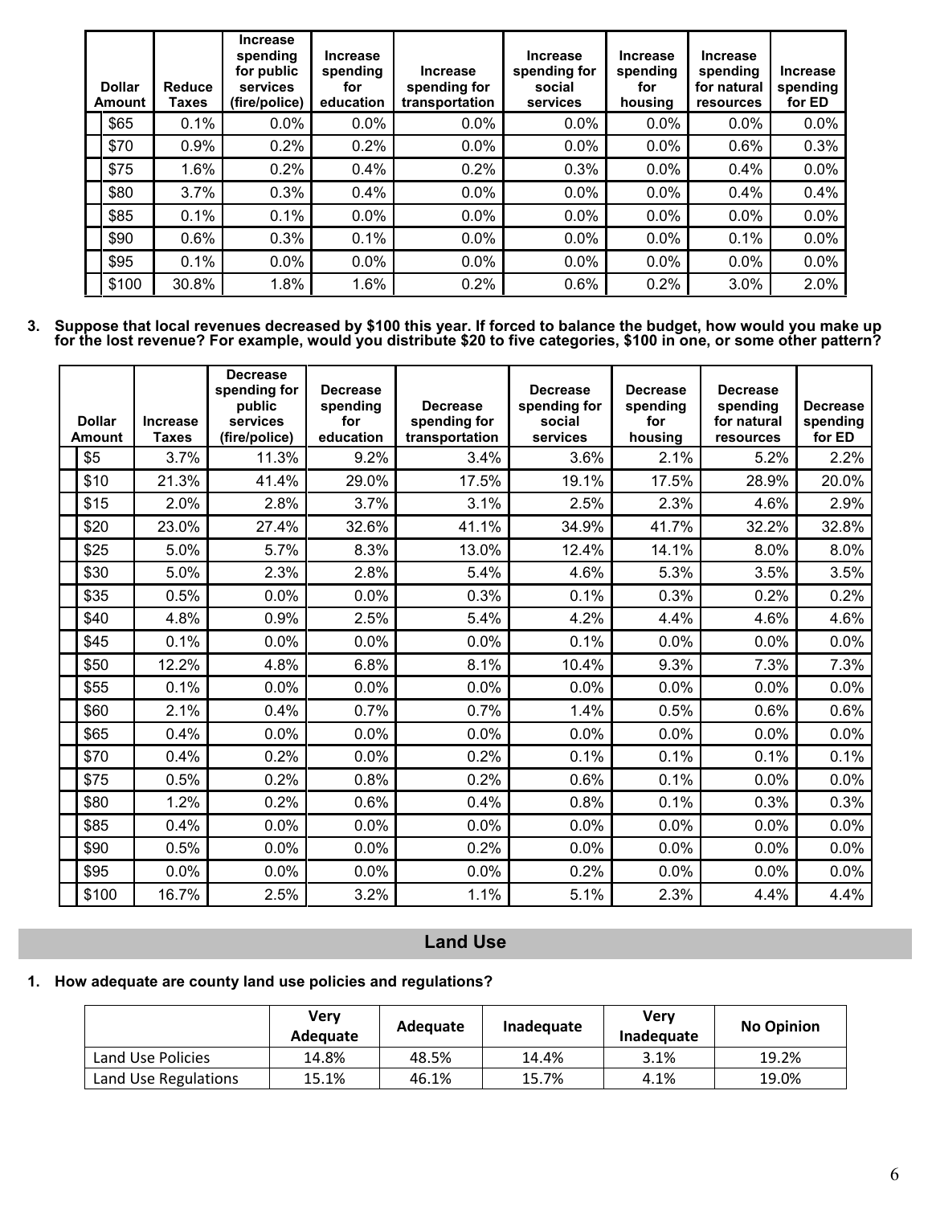| Dollar Amount | Reduce Taxes | Increase spending for public services (fire/police) | Increase spending for education | Increase spending for transportation | Increase spending for social services | Increase spending for housing | Increase spending for natural resources | Increase spending for ED |
|---|---|---|---|---|---|---|---|---|
| $65 | 0.1% | 0.0% | 0.0% | 0.0% | 0.0% | 0.0% | 0.0% | 0.0% |
| $70 | 0.9% | 0.2% | 0.2% | 0.0% | 0.0% | 0.0% | 0.6% | 0.3% |
| $75 | 1.6% | 0.2% | 0.4% | 0.2% | 0.3% | 0.0% | 0.4% | 0.0% |
| $80 | 3.7% | 0.3% | 0.4% | 0.0% | 0.0% | 0.0% | 0.4% | 0.4% |
| $85 | 0.1% | 0.1% | 0.0% | 0.0% | 0.0% | 0.0% | 0.0% | 0.0% |
| $90 | 0.6% | 0.3% | 0.1% | 0.0% | 0.0% | 0.0% | 0.1% | 0.0% |
| $95 | 0.1% | 0.0% | 0.0% | 0.0% | 0.0% | 0.0% | 0.0% | 0.0% |
| $100 | 30.8% | 1.8% | 1.6% | 0.2% | 0.6% | 0.2% | 3.0% | 2.0% |

**3. Suppose that local revenues decreased by $100 this year. If forced to balance the budget, how would you make up for the lost revenue? For example, would you distribute $20 to five categories, $100 in one, or some other pattern?**

| Dollar Amount | Increase Taxes | Decrease spending for public services (fire/police) | Decrease spending for education | Decrease spending for transportation | Decrease spending for social services | Decrease spending for housing | Decrease spending for natural resources | Decrease spending for ED |
|---|---|---|---|---|---|---|---|---|
| $5 | 3.7% | 11.3% | 9.2% | 3.4% | 3.6% | 2.1% | 5.2% | 2.2% |
| $10 | 21.3% | 41.4% | 29.0% | 17.5% | 19.1% | 17.5% | 28.9% | 20.0% |
| $15 | 2.0% | 2.8% | 3.7% | 3.1% | 2.5% | 2.3% | 4.6% | 2.9% |
| $20 | 23.0% | 27.4% | 32.6% | 41.1% | 34.9% | 41.7% | 32.2% | 32.8% |
| $25 | 5.0% | 5.7% | 8.3% | 13.0% | 12.4% | 14.1% | 8.0% | 8.0% |
| $30 | 5.0% | 2.3% | 2.8% | 5.4% | 4.6% | 5.3% | 3.5% | 3.5% |
| $35 | 0.5% | 0.0% | 0.0% | 0.3% | 0.1% | 0.3% | 0.2% | 0.2% |
| $40 | 4.8% | 0.9% | 2.5% | 5.4% | 4.2% | 4.4% | 4.6% | 4.6% |
| $45 | 0.1% | 0.0% | 0.0% | 0.0% | 0.1% | 0.0% | 0.0% | 0.0% |
| $50 | 12.2% | 4.8% | 6.8% | 8.1% | 10.4% | 9.3% | 7.3% | 7.3% |
| $55 | 0.1% | 0.0% | 0.0% | 0.0% | 0.0% | 0.0% | 0.0% | 0.0% |
| $60 | 2.1% | 0.4% | 0.7% | 0.7% | 1.4% | 0.5% | 0.6% | 0.6% |
| $65 | 0.4% | 0.0% | 0.0% | 0.0% | 0.0% | 0.0% | 0.0% | 0.0% |
| $70 | 0.4% | 0.2% | 0.0% | 0.2% | 0.1% | 0.1% | 0.1% | 0.1% |
| $75 | 0.5% | 0.2% | 0.8% | 0.2% | 0.6% | 0.1% | 0.0% | 0.0% |
| $80 | 1.2% | 0.2% | 0.6% | 0.4% | 0.8% | 0.1% | 0.3% | 0.3% |
| $85 | 0.4% | 0.0% | 0.0% | 0.0% | 0.0% | 0.0% | 0.0% | 0.0% |
| $90 | 0.5% | 0.0% | 0.0% | 0.2% | 0.0% | 0.0% | 0.0% | 0.0% |
| $95 | 0.0% | 0.0% | 0.0% | 0.0% | 0.2% | 0.0% | 0.0% | 0.0% |
| $100 | 16.7% | 2.5% | 3.2% | 1.1% | 5.1% | 2.3% | 4.4% | 4.4% |

## Land Use

**1. How adequate are county land use policies and regulations?**

| | Very Adequate | Adequate | Inadequate | Very Inadequate | No Opinion |
|---|---|---|---|---|---|
| Land Use Policies | 14.8% | 48.5% | 14.4% | 3.1% | 19.2% |
| Land Use Regulations | 15.1% | 46.1% | 15.7% | 4.1% | 19.0% |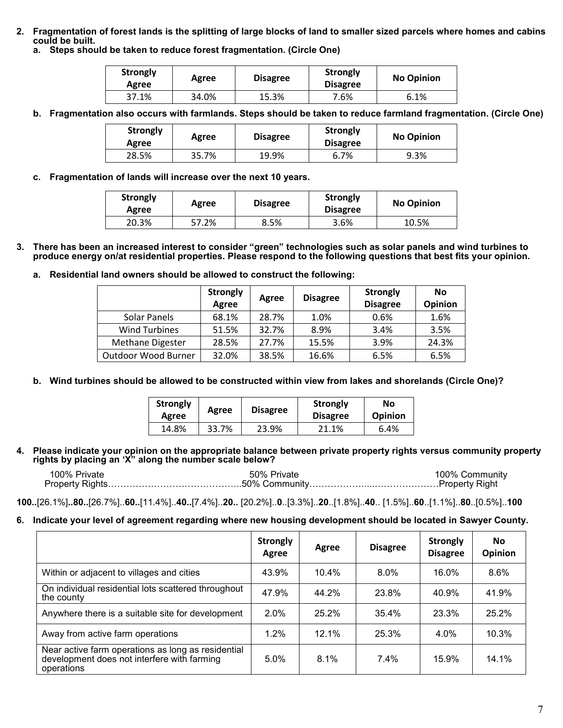2. **Fragmentation of forest lands is the splitting of large blocks of land to smaller sized parcels where homes and cabins could be built.**
   a. **Steps should be taken to reduce forest fragmentation. (Circle One)**

| Strongly Agree | Agree | Disagree | Strongly Disagree | No Opinion |
|---|---|---|---|---|
| 37.1% | 34.0% | 15.3% | 7.6% | 6.1% |

   b. **Fragmentation also occurs with farmlands. Steps should be taken to reduce farmland fragmentation. (Circle One)**

| Strongly Agree | Agree | Disagree | Strongly Disagree | No Opinion |
|---|---|---|---|---|
| 28.5% | 35.7% | 19.9% | 6.7% | 9.3% |

   c. **Fragmentation of lands will increase over the next 10 years.**

| Strongly Agree | Agree | Disagree | Strongly Disagree | No Opinion |
|---|---|---|---|---|
| 20.3% | 57.2% | 8.5% | 3.6% | 10.5% |

3. **There has been an increased interest to consider "green" technologies such as solar panels and wind turbines to produce energy on/at residential properties. Please respond to the following questions that best fits your opinion.**
   a. **Residential land owners should be allowed to construct the following:**

| | Strongly Agree | Agree | Disagree | Strongly Disagree | No Opinion |
|---|---|---|---|---|---|
| Solar Panels | 68.1% | 28.7% | 1.0% | 0.6% | 1.6% |
| Wind Turbines | 51.5% | 32.7% | 8.9% | 3.4% | 3.5% |
| Methane Digester | 28.5% | 27.7% | 15.5% | 3.9% | 24.3% |
| Outdoor Wood Burner | 32.0% | 38.5% | 16.6% | 6.5% | 6.5% |

   b. **Wind turbines should be allowed to be constructed within view from lakes and shorelands (Circle One)?**

| Strongly Agree | Agree | Disagree | Strongly Disagree | No Opinion |
|---|---|---|---|---|
| 14.8% | 33.7% | 23.9% | 21.1% | 6.4% |

4. **Please indicate your opinion on the appropriate balance between private property rights versus community property rights by placing an 'X" along the number scale below?**

100% Private Property Rights……………………………………..50% Private 50% Community……………….…………………100% Community Property Right

**100..**[26.1%]**..80..**[26.7%]..**60..**[11.4%]..**40..**[7.4%]..**20..** [20.2%]..**0**..[3.3%]..**20**..[1.8%]..**40**.. [1.5%]..**60**..[1.1%]..**80**..[0.5%]..**100**

6. **Indicate your level of agreement regarding where new housing development should be located in Sawyer County.**

| | Strongly Agree | Agree | Disagree | Strongly Disagree | No Opinion |
|---|---|---|---|---|---|
| Within or adjacent to villages and cities | 43.9% | 10.4% | 8.0% | 16.0% | 8.6% |
| On individual residential lots scattered throughout the county | 47.9% | 44.2% | 23.8% | 40.9% | 41.9% |
| Anywhere there is a suitable site for development | 2.0% | 25.2% | 35.4% | 23.3% | 25.2% |
| Away from active farm operations | 1.2% | 12.1% | 25.3% | 4.0% | 10.3% |
| Near active farm operations as long as residential development does not interfere with farming operations | 5.0% | 8.1% | 7.4% | 15.9% | 14.1% |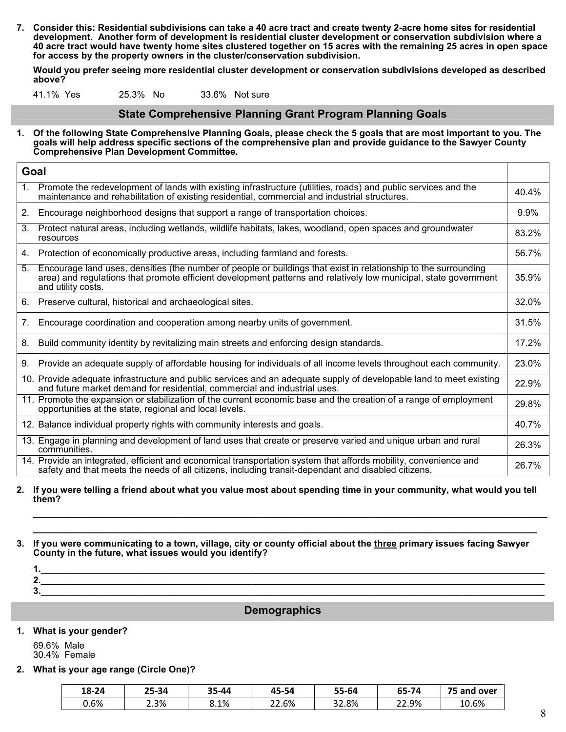**7. Consider this: Residential subdivisions can take a 40 acre tract and create twenty 2-acre home sites for residential development. Another form of development is residential cluster development or conservation subdivision where a 40 acre tract would have twenty home sites clustered together on 15 acres with the remaining 25 acres in open space for access by the property owners in the cluster/conservation subdivision.**

**Would you prefer seeing more residential cluster development or conservation subdivisions developed as described above?**

41.1% Yes 25.3% No 33.6% Not sure

## State Comprehensive Planning Grant Program Planning Goals

**1. Of the following State Comprehensive Planning Goals, please check the 5 goals that are most important to you. The goals will help address specific sections of the comprehensive plan and provide guidance to the Sawyer County Comprehensive Plan Development Committee.**

| Goal | |
|---|---|
| 1. Promote the redevelopment of lands with existing infrastructure (utilities, roads) and public services and the maintenance and rehabilitation of existing residential, commercial and industrial structures. | 40.4% |
| 2. Encourage neighborhood designs that support a range of transportation choices. | 9.9% |
| 3. Protect natural areas, including wetlands, wildlife habitats, lakes, woodland, open spaces and groundwater resources | 83.2% |
| 4. Protection of economically productive areas, including farmland and forests. | 56.7% |
| 5. Encourage land uses, densities (the number of people or buildings that exist in relationship to the surrounding area) and regulations that promote efficient development patterns and relatively low municipal, state government and utility costs. | 35.9% |
| 6. Preserve cultural, historical and archaeological sites. | 32.0% |
| 7. Encourage coordination and cooperation among nearby units of government. | 31.5% |
| 8. Build community identity by revitalizing main streets and enforcing design standards. | 17.2% |
| 9. Provide an adequate supply of affordable housing for individuals of all income levels throughout each community. | 23.0% |
| 10. Provide adequate infrastructure and public services and an adequate supply of developable land to meet existing and future market demand for residential, commercial and industrial uses. | 22.9% |
| 11. Promote the expansion or stabilization of the current economic base and the creation of a range of employment opportunities at the state, regional and local levels. | 29.8% |
| 12. Balance individual property rights with community interests and goals. | 40.7% |
| 13. Engage in planning and development of land uses that create or preserve varied and unique urban and rural communities. | 26.3% |
| 14. Provide an integrated, efficient and economical transportation system that affords mobility, convenience and safety and that meets the needs of all citizens, including transit-dependant and disabled citizens. | 26.7% |

**2. If you were telling a friend about what you value most about spending time in your community, what would you tell them?**

______________________________________________________________________________

______________________________________________________________________________

**3. If you were communicating to a town, village, city or county official about the three primary issues facing Sawyer County in the future, what issues would you identify?**

1.____________________________________________________________________________
2.____________________________________________________________________________
3.____________________________________________________________________________

## Demographics

**1. What is your gender?**

69.6% Male
30.4% Female

**2. What is your age range (Circle One)?**

| 18-24 | 25-34 | 35-44 | 45-54 | 55-64 | 65-74 | 75 and over |
|---|---|---|---|---|---|---|
| 0.6% | 2.3% | 8.1% | 22.6% | 32.8% | 22.9% | 10.6% |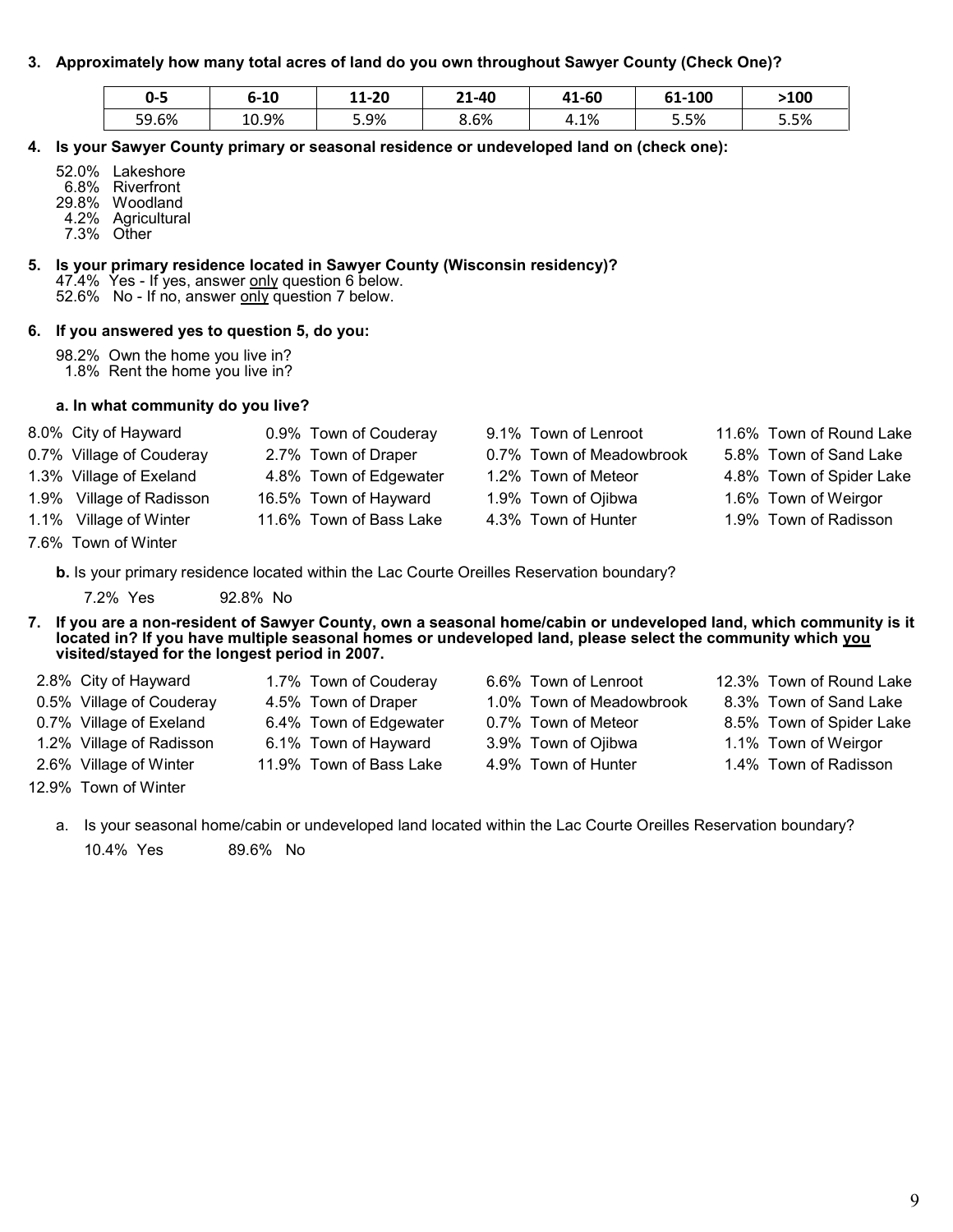**3. Approximately how many total acres of land do you own throughout Sawyer County (Check One)?**

| 0-5 | 6-10 | 11-20 | 21-40 | 41-60 | 61-100 | >100 |
|---|---|---|---|---|---|---|
| 59.6% | 10.9% | 5.9% | 8.6% | 4.1% | 5.5% | 5.5% |

**4. Is your Sawyer County primary or seasonal residence or undeveloped land on (check one):**

52.0% Lakeshore
6.8% Riverfront
29.8% Woodland
4.2% Agricultural
7.3% Other

**5. Is your primary residence located in Sawyer County (Wisconsin residency)?**

47.4% Yes - If yes, answer only question 6 below.
52.6% No - If no, answer only question 7 below.

**6. If you answered yes to question 5, do you:**

98.2% Own the home you live in?
1.8% Rent the home you live in?

**a. In what community do you live?**

8.0% City of Hayward
0.7% Village of Couderay
1.3% Village of Exeland
1.9% Village of Radisson
1.1% Village of Winter
7.6% Town of Winter
0.9% Town of Couderay
2.7% Town of Draper
4.8% Town of Edgewater
16.5% Town of Hayward
11.6% Town of Bass Lake
9.1% Town of Lenroot
0.7% Town of Meadowbrook
1.2% Town of Meteor
1.9% Town of Ojibwa
4.3% Town of Hunter
11.6% Town of Round Lake
5.8% Town of Sand Lake
4.8% Town of Spider Lake
1.6% Town of Weirgor
1.9% Town of Radisson

**b.** Is your primary residence located within the Lac Courte Oreilles Reservation boundary?

7.2% Yes 92.8% No

**7. If you are a non-resident of Sawyer County, own a seasonal home/cabin or undeveloped land, which community is it located in? If you have multiple seasonal homes or undeveloped land, please select the community which you visited/stayed for the longest period in 2007.**

2.8% City of Hayward
0.5% Village of Couderay
0.7% Village of Exeland
1.2% Village of Radisson
2.6% Village of Winter
12.9% Town of Winter
1.7% Town of Couderay
4.5% Town of Draper
6.4% Town of Edgewater
6.1% Town of Hayward
11.9% Town of Bass Lake
6.6% Town of Lenroot
1.0% Town of Meadowbrook
0.7% Town of Meteor
3.9% Town of Ojibwa
4.9% Town of Hunter
12.3% Town of Round Lake
8.3% Town of Sand Lake
8.5% Town of Spider Lake
1.1% Town of Weirgor
1.4% Town of Radisson

a. Is your seasonal home/cabin or undeveloped land located within the Lac Courte Oreilles Reservation boundary?

10.4% Yes 89.6% No